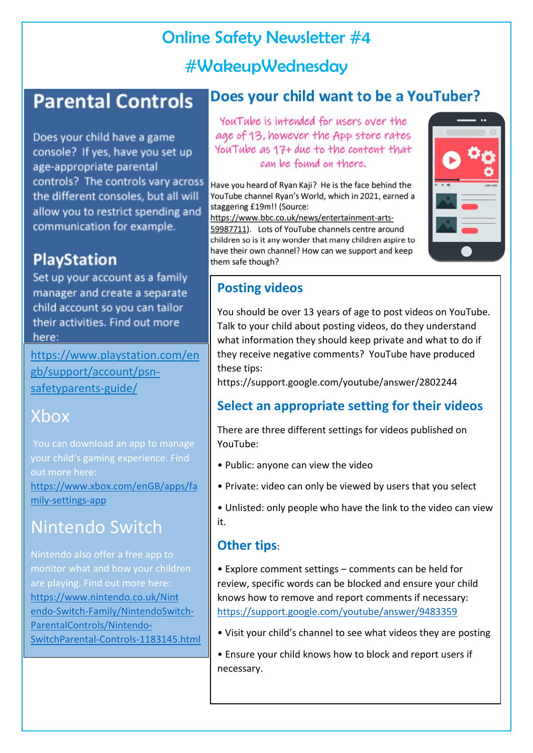# Online Safety Newsletter #4

## #WakeupWednesday

## Parental Controls

Does your child have a game console? If yes, have you set up age-appropriate parental controls? The controls vary across the different consoles, but all will allow you to restrict spending and communication for example.

### PlayStation

Set up your account as a family manager and create a separate child account so you can tailor their activities. Find out more here:

https://www.playstation.com/en gb/support/account/psn-safetyparents-guide/

### Xbox

You can download an app to manage your child's gaming experience. Find out more here: https://www.xbox.com/enGB/apps/family-settings-app

### Nintendo Switch

Nintendo also offer a free app to monitor what and how your children are playing. Find out more here: https://www.nintendo.co.uk/Nintendo-Switch-Family/NintendoSwitch-ParentalControls/Nintendo-SwitchParental-Controls-1183145.html

## Does your child want to be a YouTuber?

YouTube is intended for users over the age of 13, however the App store rates YouTube as 17+ due to the content that can be found on there.

Have you heard of Ryan Kaji? He is the face behind the YouTube channel Ryan's World, which in 2021, earned a staggering £19m!! (Source: https://www.bbc.co.uk/news/entertainment-arts-59987711). Lots of YouTube channels centre around children so is it any wonder that many children aspire to have their own channel? How can we support and keep them safe though?

### Posting videos

You should be over 13 years of age to post videos on YouTube. Talk to your child about posting videos, do they understand what information they should keep private and what to do if they receive negative comments? YouTube have produced these tips: https://support.google.com/youtube/answer/2802244

### Select an appropriate setting for their videos

There are three different settings for videos published on YouTube:

- Public: anyone can view the video
- Private: video can only be viewed by users that you select
- Unlisted: only people who have the link to the video can view it.

### Other tips:

- Explore comment settings – comments can be held for review, specific words can be blocked and ensure your child knows how to remove and report comments if necessary: https://support.google.com/youtube/answer/9483359
- Visit your child's channel to see what videos they are posting
- Ensure your child knows how to block and report users if necessary.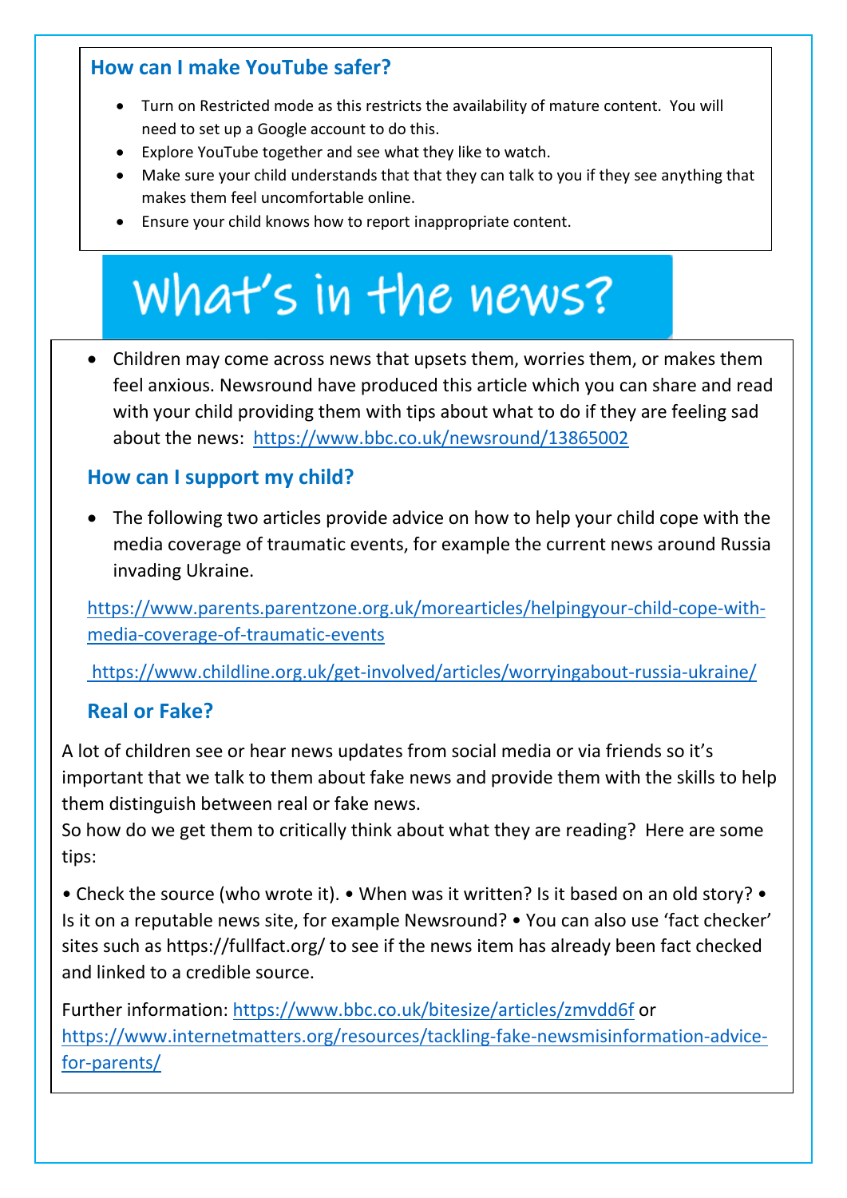## How can I make YouTube safer?

- Turn on Restricted mode as this restricts the availability of mature content. You will need to set up a Google account to do this.
- Explore YouTube together and see what they like to watch.
- Make sure your child understands that that they can talk to you if they see anything that makes them feel uncomfortable online.
- Ensure your child knows how to report inappropriate content.

# What's in the news?

- Children may come across news that upsets them, worries them, or makes them feel anxious. Newsround have produced this article which you can share and read with your child providing them with tips about what to do if they are feeling sad about the news: https://www.bbc.co.uk/newsround/13865002

## How can I support my child?

- The following two articles provide advice on how to help your child cope with the media coverage of traumatic events, for example the current news around Russia invading Ukraine.

https://www.parents.parentzone.org.uk/morearticles/helpingyour-child-cope-with-media-coverage-of-traumatic-events

https://www.childline.org.uk/get-involved/articles/worryingabout-russia-ukraine/

## Real or Fake?

A lot of children see or hear news updates from social media or via friends so it's important that we talk to them about fake news and provide them with the skills to help them distinguish between real or fake news.
So how do we get them to critically think about what they are reading? Here are some tips:

• Check the source (who wrote it). • When was it written? Is it based on an old story? • Is it on a reputable news site, for example Newsround? • You can also use 'fact checker' sites such as https://fullfact.org/ to see if the news item has already been fact checked and linked to a credible source.

Further information: https://www.bbc.co.uk/bitesize/articles/zmvdd6f or https://www.internetmatters.org/resources/tackling-fake-newsmisinformation-advice-for-parents/